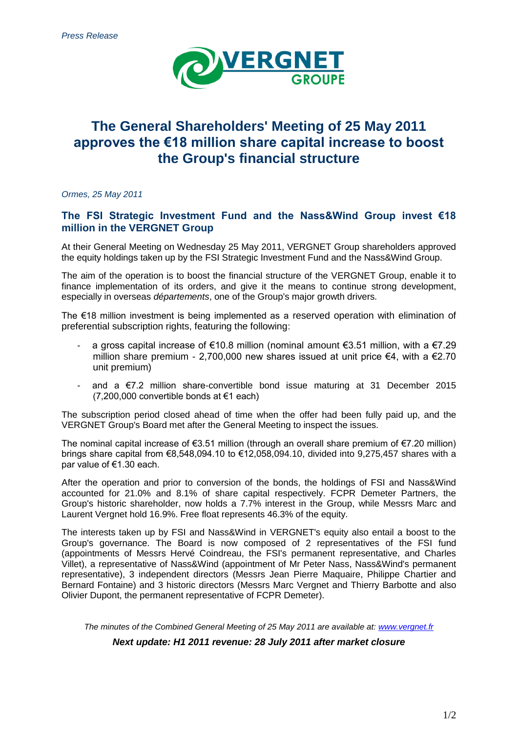*Press Release*

# The General Shareholders' Meeting of 25 May 2011 approves the €18 million share capital increase to boost the Group's financial structure

*Ormes, 25 May 2011*

## The FSI Strategic Investment Fund and the Nass&Wind Group invest €18 million in the VERGNET Group

At their General Meeting on Wednesday 25 May 2011, VERGNET Group shareholders approved the equity holdings taken up by the FSI Strategic Investment Fund and the Nass&Wind Group.

The aim of the operation is to boost the financial structure of the VERGNET Group, enable it to finance implementation of its orders, and give it the means to continue strong development, especially in overseas *départements*, one of the Group's major growth drivers.

The €18 million investment is being implemented as a reserved operation with elimination of preferential subscription rights, featuring the following:

- a gross capital increase of €10.8 million (nominal amount €3.51 million, with a €7.29 million share premium - 2,700,000 new shares issued at unit price €4, with a €2.70 unit premium)
- and a €7.2 million share-convertible bond issue maturing at 31 December 2015 (7,200,000 convertible bonds at €1 each)

The subscription period closed ahead of time when the offer had been fully paid up, and the VERGNET Group's Board met after the General Meeting to inspect the issues.

The nominal capital increase of €3.51 million (through an overall share premium of €7.20 million) brings share capital from €8,548,094.10 to €12,058,094.10, divided into 9,275,457 shares with a par value of €1.30 each.

After the operation and prior to conversion of the bonds, the holdings of FSI and Nass&Wind accounted for 21.0% and 8.1% of share capital respectively. FCPR Demeter Partners, the Group's historic shareholder, now holds a 7.7% interest in the Group, while Messrs Marc and Laurent Vergnet hold 16.9%. Free float represents 46.3% of the equity.

The interests taken up by FSI and Nass&Wind in VERGNET's equity also entail a boost to the Group's governance. The Board is now composed of 2 representatives of the FSI fund (appointments of Messrs Hervé Coindreau, the FSI's permanent representative, and Charles Villet), a representative of Nass&Wind (appointment of Mr Peter Nass, Nass&Wind's permanent representative), 3 independent directors (Messrs Jean Pierre Maquaire, Philippe Chartier and Bernard Fontaine) and 3 historic directors (Messrs Marc Vergnet and Thierry Barbotte and also Olivier Dupont, the permanent representative of FCPR Demeter).

*The minutes of the Combined General Meeting of 25 May 2011 are available at: [www.vergnet.fr](www.vergnet.fr)*

***Next update: H1 2011 revenue: 28 July 2011 after market closure***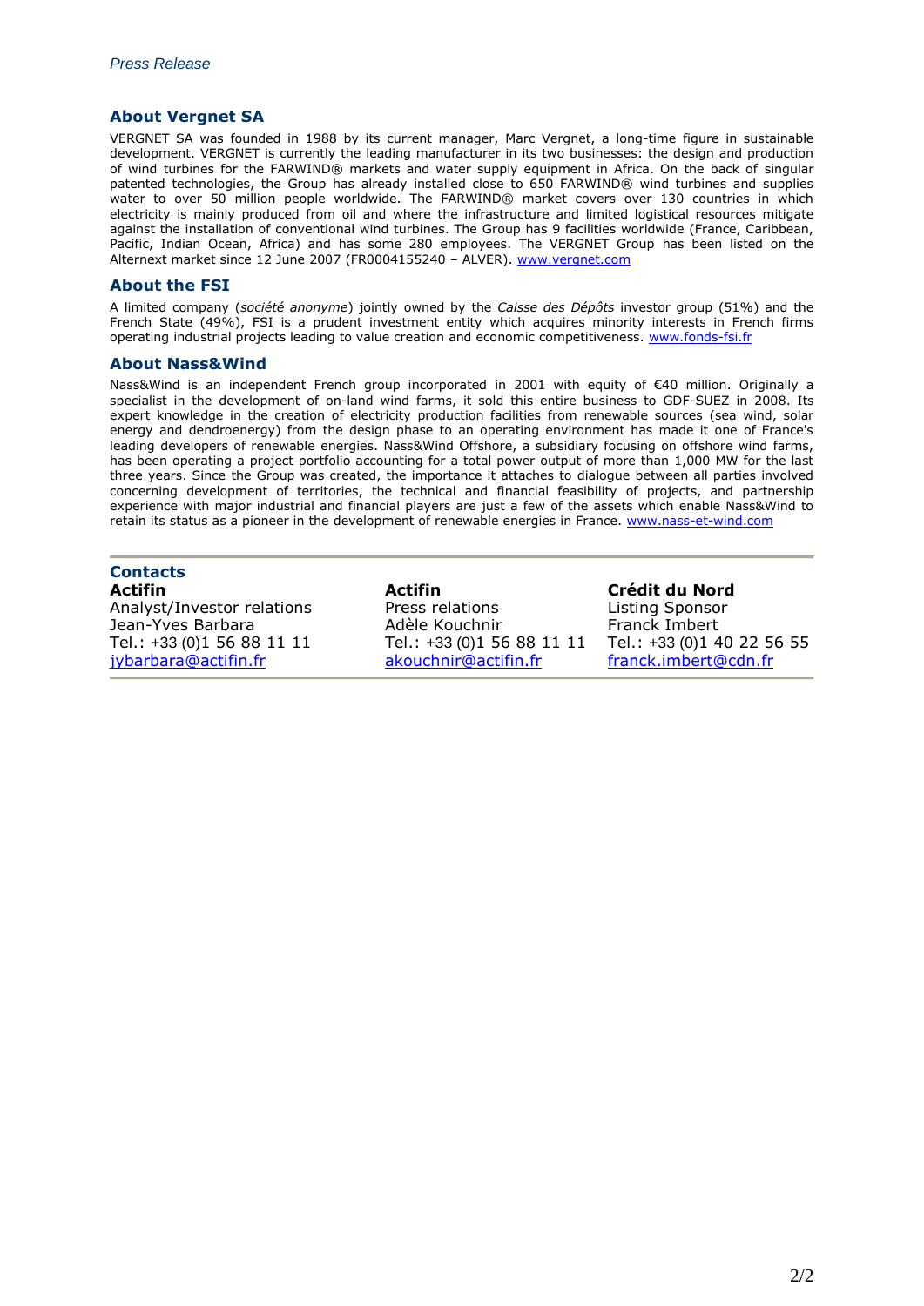## About Vergnet SA

VERGNET SA was founded in 1988 by its current manager, Marc Vergnet, a long-time figure in sustainable development. VERGNET is currently the leading manufacturer in its two businesses: the design and production of wind turbines for the FARWIND® markets and water supply equipment in Africa. On the back of singular patented technologies, the Group has already installed close to 650 FARWIND® wind turbines and supplies water to over 50 million people worldwide. The FARWIND® market covers over 130 countries in which electricity is mainly produced from oil and where the infrastructure and limited logistical resources mitigate against the installation of conventional wind turbines. The Group has 9 facilities worldwide (France, Caribbean, Pacific, Indian Ocean, Africa) and has some 280 employees. The VERGNET Group has been listed on the Alternext market since 12 June 2007 (FR0004155240 – ALVER). www.vergnet.com

## About the FSI

A limited company (*société anonyme*) jointly owned by the *Caisse des Dépôts* investor group (51%) and the French State (49%), FSI is a prudent investment entity which acquires minority interests in French firms operating industrial projects leading to value creation and economic competitiveness. www.fonds-fsi.fr

## About Nass&Wind

Nass&Wind is an independent French group incorporated in 2001 with equity of €40 million. Originally a specialist in the development of on-land wind farms, it sold this entire business to GDF-SUEZ in 2008. Its expert knowledge in the creation of electricity production facilities from renewable sources (sea wind, solar energy and dendroenergy) from the design phase to an operating environment has made it one of France's leading developers of renewable energies. Nass&Wind Offshore, a subsidiary focusing on offshore wind farms, has been operating a project portfolio accounting for a total power output of more than 1,000 MW for the last three years. Since the Group was created, the importance it attaches to dialogue between all parties involved concerning development of territories, the technical and financial feasibility of projects, and partnership experience with major industrial and financial players are just a few of the assets which enable Nass&Wind to retain its status as a pioneer in the development of renewable energies in France. www.nass-et-wind.com

## Contacts

**Actifin**
Analyst/Investor relations
Jean-Yves Barbara
Tel.: +33 (0)1 56 88 11 11
jybarbara@actifin.fr

**Actifin**
Press relations
Adèle Kouchnir
Tel.: +33 (0)1 56 88 11 11
akouchnir@actifin.fr

**Crédit du Nord**
Listing Sponsor
Franck Imbert
Tel.: +33 (0)1 40 22 56 55
franck.imbert@cdn.fr